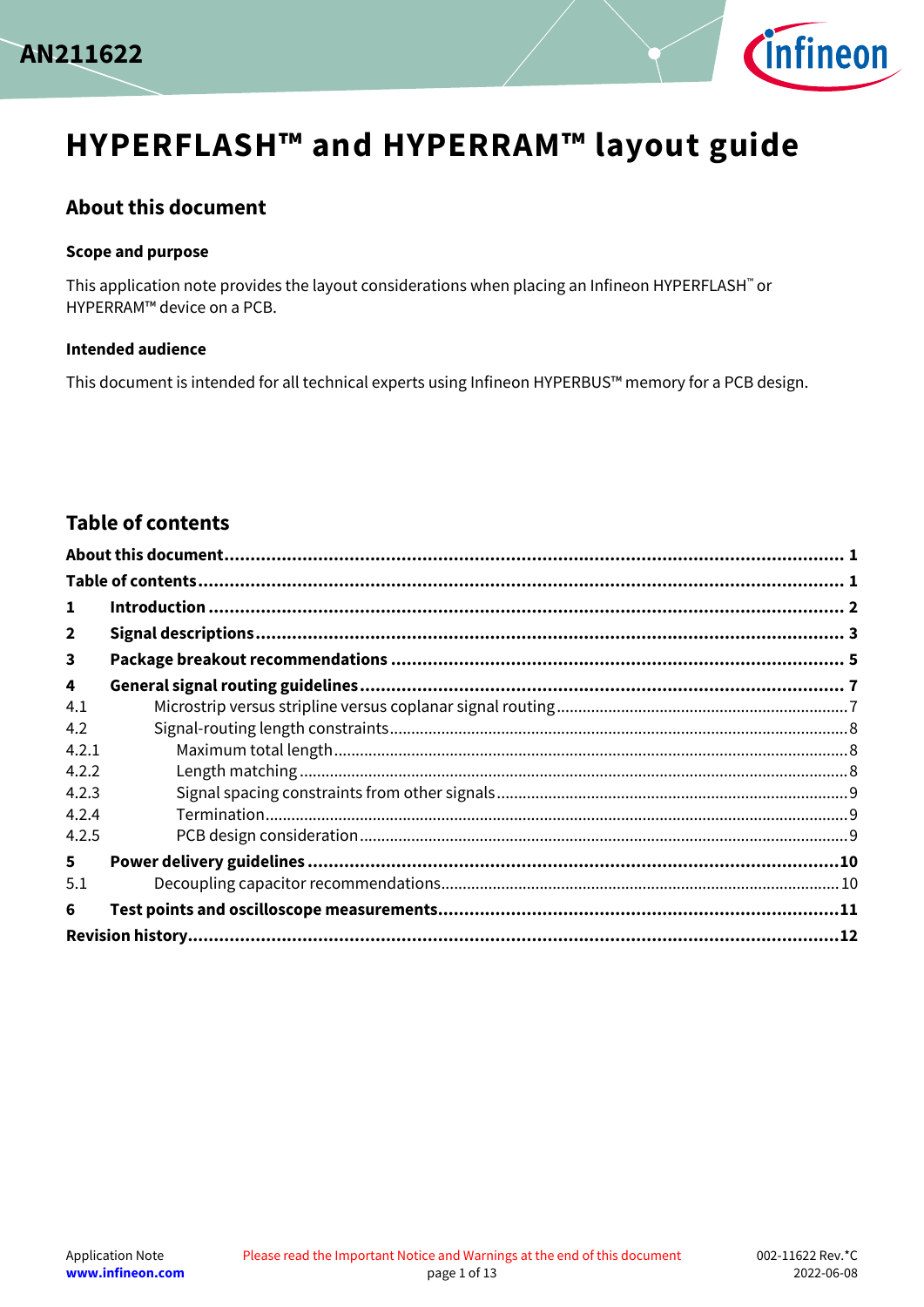# HYPERFLASH™ and HYPERRAM™ layout guide

## About this document

### Scope and purpose

This application note provides the layout considerations when placing an Infineon HYPERFLASH™ or HYPERRAM™ device on a PCB.

### Intended audience

This document is intended for all technical experts using Infineon HYPERBUS™ memory for a PCB design.

## Table of contents

**About this document** ..... **1**

**Table of contents** ..... **1**

**1 Introduction** ..... **2**

**2 Signal descriptions** ..... **3**

**3 Package breakout recommendations** ..... **5**

**4 General signal routing guidelines** ..... **7**

4.1 Microstrip versus stripline versus coplanar signal routing ..... 7

4.2 Signal-routing length constraints ..... 8

4.2.1 Maximum total length ..... 8

4.2.2 Length matching ..... 8

4.2.3 Signal spacing constraints from other signals ..... 9

4.2.4 Termination ..... 9

4.2.5 PCB design consideration ..... 9

**5 Power delivery guidelines** ..... **10**

5.1 Decoupling capacitor recommendations ..... 10

**6 Test points and oscilloscope measurements** ..... **11**

**Revision history** ..... **12**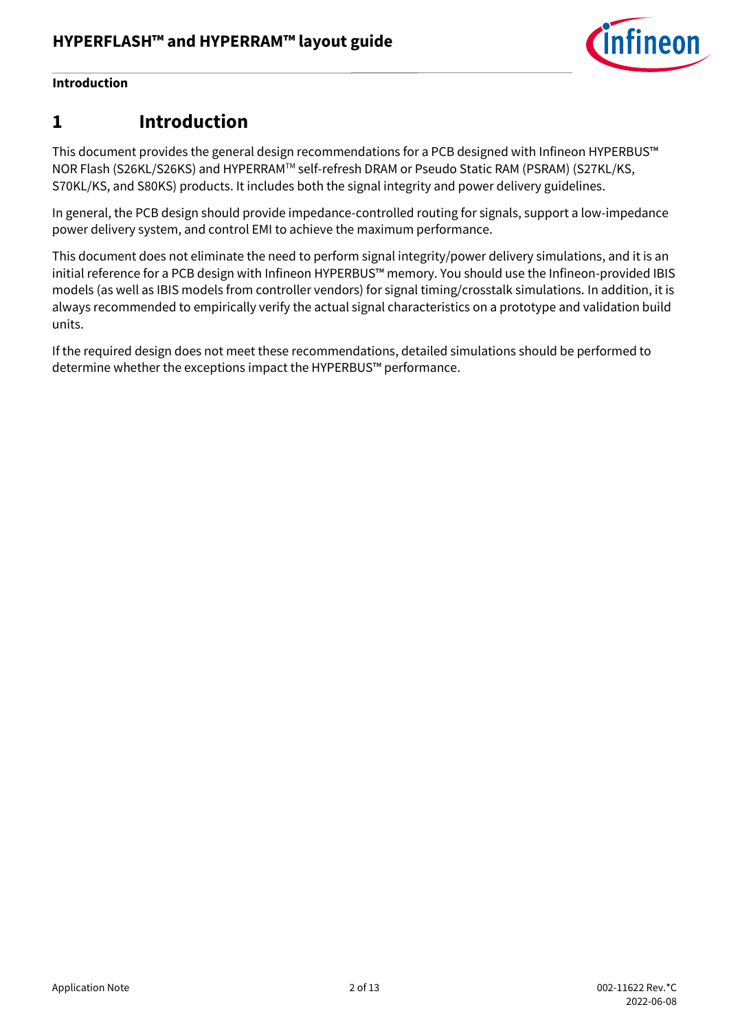# 1 Introduction

This document provides the general design recommendations for a PCB designed with Infineon HYPERBUS™ NOR Flash (S26KL/S26KS) and HYPERRAM™ self-refresh DRAM or Pseudo Static RAM (PSRAM) (S27KL/KS, S70KL/KS, and S80KS) products. It includes both the signal integrity and power delivery guidelines.

In general, the PCB design should provide impedance-controlled routing for signals, support a low-impedance power delivery system, and control EMI to achieve the maximum performance.

This document does not eliminate the need to perform signal integrity/power delivery simulations, and it is an initial reference for a PCB design with Infineon HYPERBUS™ memory. You should use the Infineon-provided IBIS models (as well as IBIS models from controller vendors) for signal timing/crosstalk simulations. In addition, it is always recommended to empirically verify the actual signal characteristics on a prototype and validation build units.

If the required design does not meet these recommendations, detailed simulations should be performed to determine whether the exceptions impact the HYPERBUS™ performance.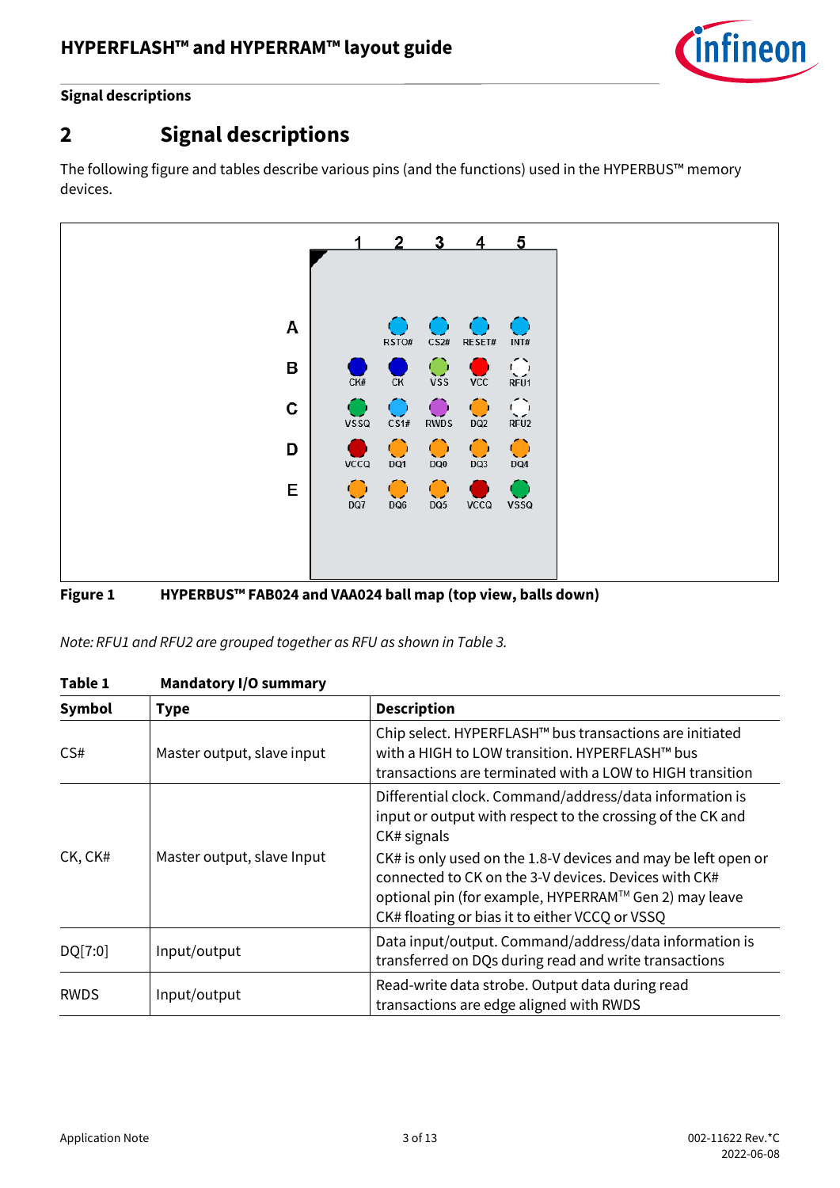## 2 Signal descriptions

The following figure and tables describe various pins (and the functions) used in the HYPERBUS™ memory devices.

| | 1 | 2 | 3 | 4 | 5 |
|---|---|---|---|---|---|
| A | | RSTO# | CS2# | RESET# | INT# |
| B | CK# | CK | VSS | VCC | RFU1 |
| C | VSSQ | CS1# | RWDS | DQ2 | RFU2 |
| D | VCCQ | DQ1 | DQ0 | DQ3 | DQ4 |
| E | DQ7 | DQ6 | DQ5 | VCCQ | VSSQ |

**Figure 1** HYPERBUS™ FAB024 and VAA024 ball map (top view, balls down)

*Note: RFU1 and RFU2 are grouped together as RFU as shown in Table 3.*

**Table 1** Mandatory I/O summary

| Symbol | Type | Description |
|---|---|---|
| CS# | Master output, slave input | Chip select. HYPERFLASH™ bus transactions are initiated with a HIGH to LOW transition. HYPERFLASH™ bus transactions are terminated with a LOW to HIGH transition |
| CK, CK# | Master output, slave Input | Differential clock. Command/address/data information is input or output with respect to the crossing of the CK and CK# signals<br>CK# is only used on the 1.8-V devices and may be left open or connected to CK on the 3-V devices. Devices with CK# optional pin (for example, HYPERRAM™ Gen 2) may leave CK# floating or bias it to either VCCQ or VSSQ |
| DQ[7:0] | Input/output | Data input/output. Command/address/data information is transferred on DQs during read and write transactions |
| RWDS | Input/output | Read-write data strobe. Output data during read transactions are edge aligned with RWDS |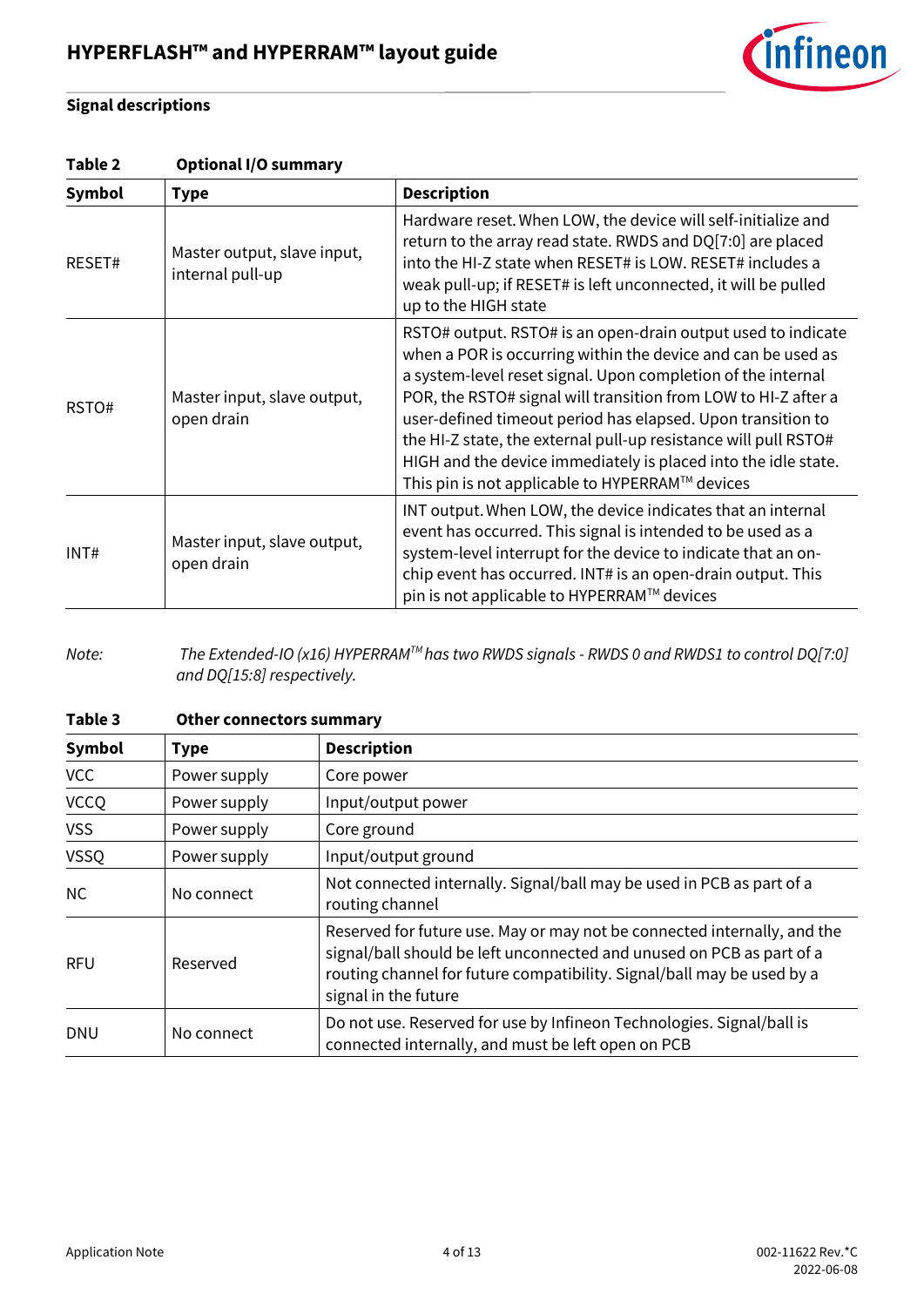## Signal descriptions

**Table 2 Optional I/O summary**

| Symbol | Type | Description |
|---|---|---|
| RESET# | Master output, slave input, internal pull-up | Hardware reset. When LOW, the device will self-initialize and return to the array read state. RWDS and DQ[7:0] are placed into the HI-Z state when RESET# is LOW. RESET# includes a weak pull-up; if RESET# is left unconnected, it will be pulled up to the HIGH state |
| RSTO# | Master input, slave output, open drain | RSTO# output. RSTO# is an open-drain output used to indicate when a POR is occurring within the device and can be used as a system-level reset signal. Upon completion of the internal POR, the RSTO# signal will transition from LOW to HI-Z after a user-defined timeout period has elapsed. Upon transition to the HI-Z state, the external pull-up resistance will pull RSTO# HIGH and the device immediately is placed into the idle state. This pin is not applicable to HYPERRAM™ devices |
| INT# | Master input, slave output, open drain | INT output. When LOW, the device indicates that an internal event has occurred. This signal is intended to be used as a system-level interrupt for the device to indicate that an on-chip event has occurred. INT# is an open-drain output. This pin is not applicable to HYPERRAM™ devices |

*Note: The Extended-IO (x16) HYPERRAM™ has two RWDS signals - RWDS 0 and RWDS1 to control DQ[7:0] and DQ[15:8] respectively.*

**Table 3 Other connectors summary**

| Symbol | Type | Description |
|---|---|---|
| VCC | Power supply | Core power |
| VCCQ | Power supply | Input/output power |
| VSS | Power supply | Core ground |
| VSSQ | Power supply | Input/output ground |
| NC | No connect | Not connected internally. Signal/ball may be used in PCB as part of a routing channel |
| RFU | Reserved | Reserved for future use. May or may not be connected internally, and the signal/ball should be left unconnected and unused on PCB as part of a routing channel for future compatibility. Signal/ball may be used by a signal in the future |
| DNU | No connect | Do not use. Reserved for use by Infineon Technologies. Signal/ball is connected internally, and must be left open on PCB |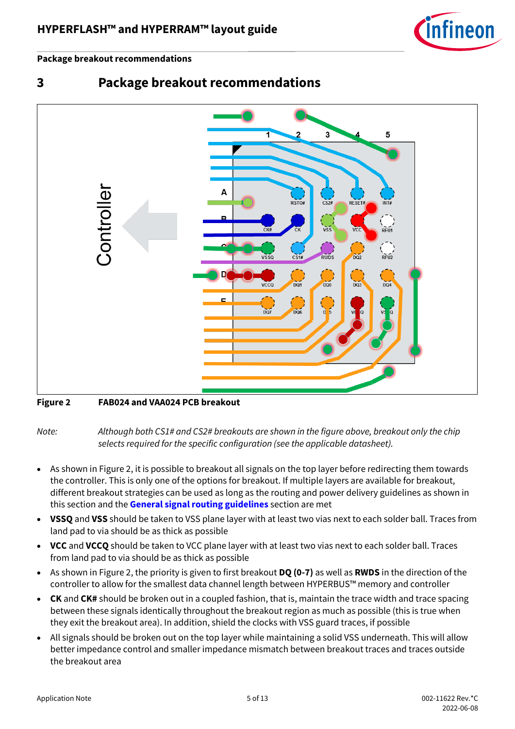# 3 Package breakout recommendations

Figure 2 FAB024 and VAA024 PCB breakout

*Note: Although both CS1# and CS2# breakouts are shown in the figure above, breakout only the chip selects required for the specific configuration (see the applicable datasheet).*

- As shown in Figure 2, it is possible to breakout all signals on the top layer before redirecting them towards the controller. This is only one of the options for breakout. If multiple layers are available for breakout, different breakout strategies can be used as long as the routing and power delivery guidelines as shown in this section and the **General signal routing guidelines** section are met
- **VSSQ** and **VSS** should be taken to VSS plane layer with at least two vias next to each solder ball. Traces from land pad to via should be as thick as possible
- **VCC** and **VCCQ** should be taken to VCC plane layer with at least two vias next to each solder ball. Traces from land pad to via should be as thick as possible
- As shown in Figure 2, the priority is given to first breakout **DQ (0-7)** as well as **RWDS** in the direction of the controller to allow for the smallest data channel length between HYPERBUS™ memory and controller
- **CK** and **CK#** should be broken out in a coupled fashion, that is, maintain the trace width and trace spacing between these signals identically throughout the breakout region as much as possible (this is true when they exit the breakout area). In addition, shield the clocks with VSS guard traces, if possible
- All signals should be broken out on the top layer while maintaining a solid VSS underneath. This will allow better impedance control and smaller impedance mismatch between breakout traces and traces outside the breakout area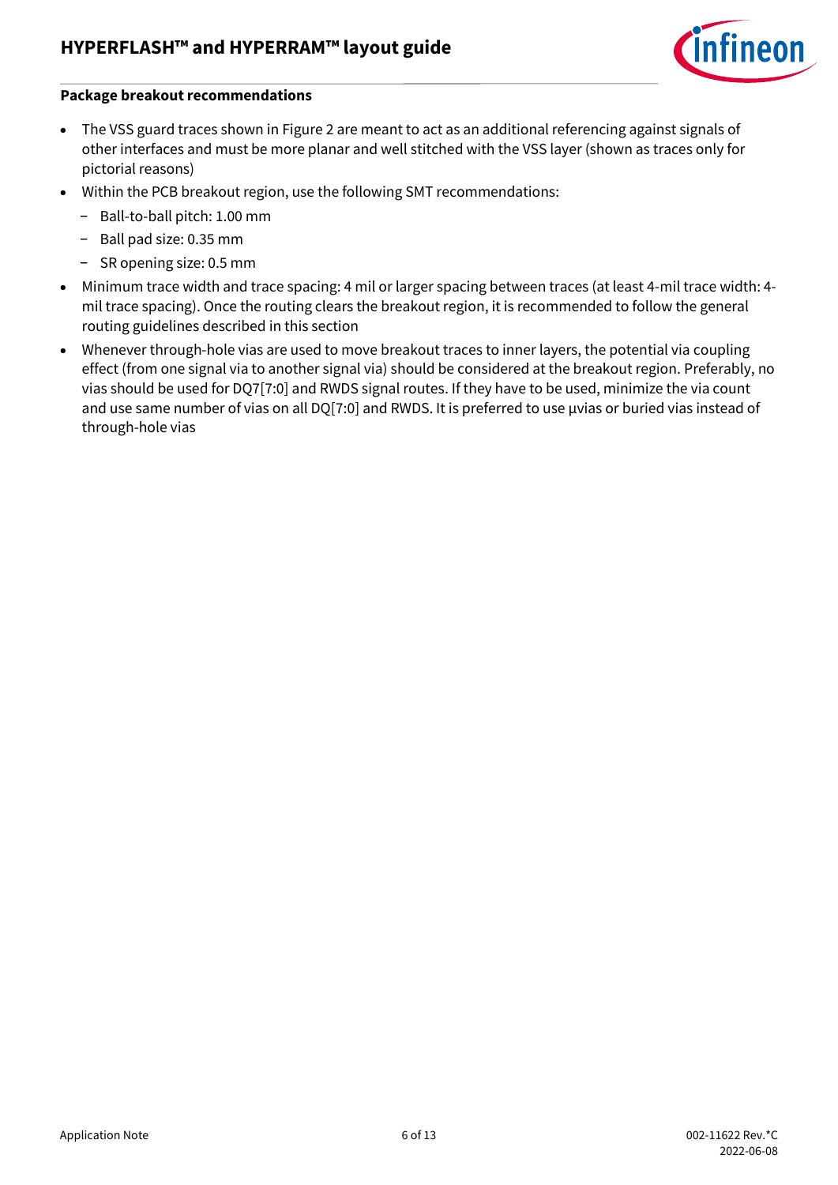**Package breakout recommendations**

- The VSS guard traces shown in Figure 2 are meant to act as an additional referencing against signals of other interfaces and must be more planar and well stitched with the VSS layer (shown as traces only for pictorial reasons)
- Within the PCB breakout region, use the following SMT recommendations:
  - Ball-to-ball pitch: 1.00 mm
  - Ball pad size: 0.35 mm
  - SR opening size: 0.5 mm
- Minimum trace width and trace spacing: 4 mil or larger spacing between traces (at least 4-mil trace width: 4-mil trace spacing). Once the routing clears the breakout region, it is recommended to follow the general routing guidelines described in this section
- Whenever through-hole vias are used to move breakout traces to inner layers, the potential via coupling effect (from one signal via to another signal via) should be considered at the breakout region. Preferably, no vias should be used for DQ7[7:0] and RWDS signal routes. If they have to be used, minimize the via count and use same number of vias on all DQ[7:0] and RWDS. It is preferred to use µvias or buried vias instead of through-hole vias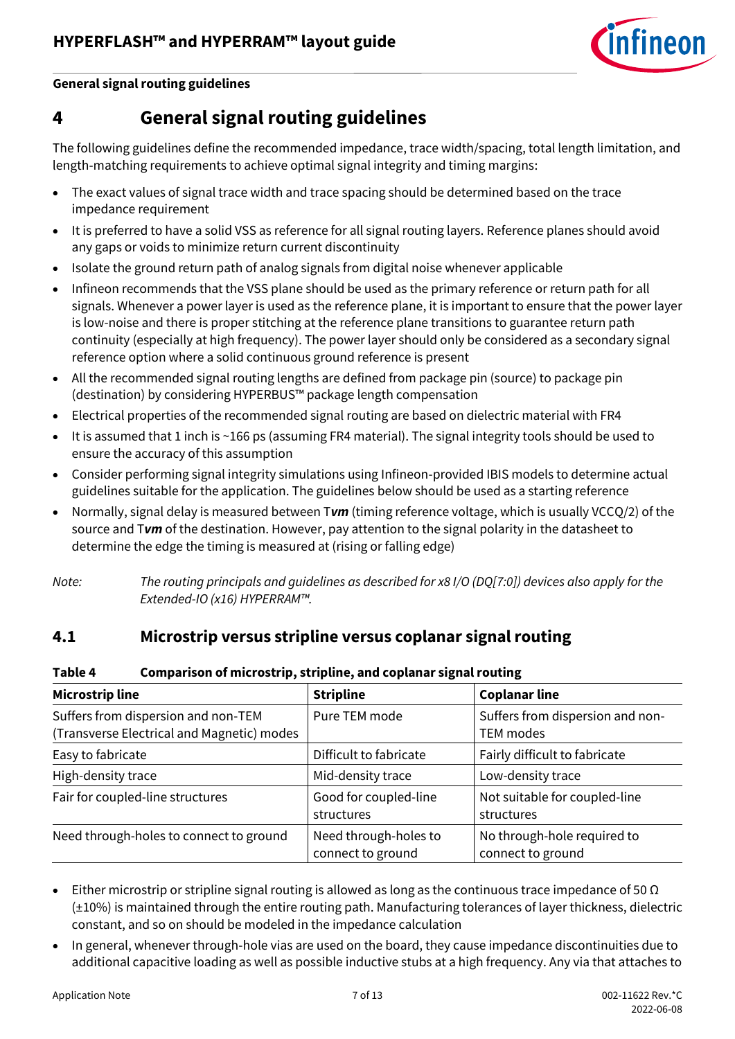# 4 General signal routing guidelines

The following guidelines define the recommended impedance, trace width/spacing, total length limitation, and length-matching requirements to achieve optimal signal integrity and timing margins:

- The exact values of signal trace width and trace spacing should be determined based on the trace impedance requirement
- It is preferred to have a solid VSS as reference for all signal routing layers. Reference planes should avoid any gaps or voids to minimize return current discontinuity
- Isolate the ground return path of analog signals from digital noise whenever applicable
- Infineon recommends that the VSS plane should be used as the primary reference or return path for all signals. Whenever a power layer is used as the reference plane, it is important to ensure that the power layer is low-noise and there is proper stitching at the reference plane transitions to guarantee return path continuity (especially at high frequency). The power layer should only be considered as a secondary signal reference option where a solid continuous ground reference is present
- All the recommended signal routing lengths are defined from package pin (source) to package pin (destination) by considering HYPERBUS™ package length compensation
- Electrical properties of the recommended signal routing are based on dielectric material with FR4
- It is assumed that 1 inch is ~166 ps (assuming FR4 material). The signal integrity tools should be used to ensure the accuracy of this assumption
- Consider performing signal integrity simulations using Infineon-provided IBIS models to determine actual guidelines suitable for the application. The guidelines below should be used as a starting reference
- Normally, signal delay is measured between T***vm*** (timing reference voltage, which is usually VCCQ/2) of the source and T***vm*** of the destination. However, pay attention to the signal polarity in the datasheet to determine the edge the timing is measured at (rising or falling edge)

*Note: The routing principals and guidelines as described for x8 I/O (DQ[7:0]) devices also apply for the Extended-IO (x16) HYPERRAM™.*

## 4.1 Microstrip versus stripline versus coplanar signal routing

**Table 4 Comparison of microstrip, stripline, and coplanar signal routing**

| Microstrip line | Stripline | Coplanar line |
|---|---|---|
| Suffers from dispersion and non-TEM (Transverse Electrical and Magnetic) modes | Pure TEM mode | Suffers from dispersion and non-TEM modes |
| Easy to fabricate | Difficult to fabricate | Fairly difficult to fabricate |
| High-density trace | Mid-density trace | Low-density trace |
| Fair for coupled-line structures | Good for coupled-line structures | Not suitable for coupled-line structures |
| Need through-holes to connect to ground | Need through-holes to connect to ground | No through-hole required to connect to ground |

- Either microstrip or stripline signal routing is allowed as long as the continuous trace impedance of 50 Ω (±10%) is maintained through the entire routing path. Manufacturing tolerances of layer thickness, dielectric constant, and so on should be modeled in the impedance calculation
- In general, whenever through-hole vias are used on the board, they cause impedance discontinuities due to additional capacitive loading as well as possible inductive stubs at a high frequency. Any via that attaches to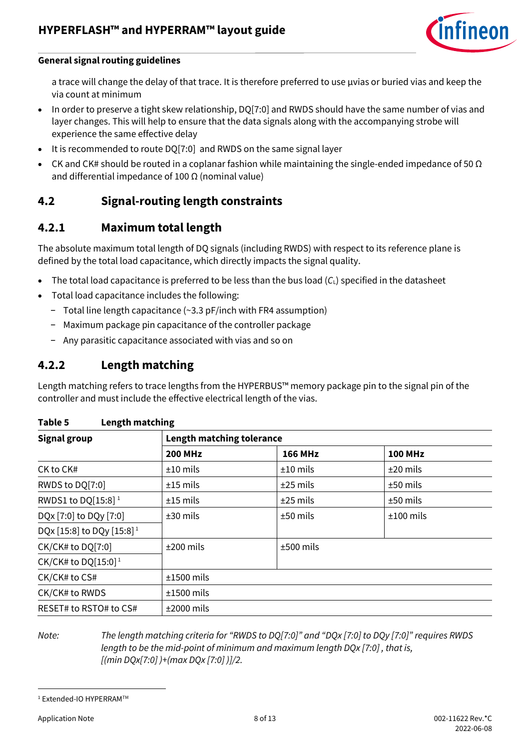**General signal routing guidelines**

a trace will change the delay of that trace. It is therefore preferred to use µvias or buried vias and keep the via count at minimum

- In order to preserve a tight skew relationship, DQ[7:0] and RWDS should have the same number of vias and layer changes. This will help to ensure that the data signals along with the accompanying strobe will experience the same effective delay
- It is recommended to route DQ[7:0] and RWDS on the same signal layer
- CK and CK# should be routed in a coplanar fashion while maintaining the single-ended impedance of 50 Ω and differential impedance of 100 Ω (nominal value)

## 4.2 Signal-routing length constraints

### 4.2.1 Maximum total length

The absolute maximum total length of DQ signals (including RWDS) with respect to its reference plane is defined by the total load capacitance, which directly impacts the signal quality.

- The total load capacitance is preferred to be less than the bus load ($C_L$) specified in the datasheet
- Total load capacitance includes the following:
  - Total line length capacitance (~3.3 pF/inch with FR4 assumption)
  - Maximum package pin capacitance of the controller package
  - Any parasitic capacitance associated with vias and so on

### 4.2.2 Length matching

Length matching refers to trace lengths from the HYPERBUS™ memory package pin to the signal pin of the controller and must include the effective electrical length of the vias.

**Table 5 Length matching**

| Signal group | Length matching tolerance | | |
|---|---|---|---|
| | **200 MHz** | **166 MHz** | **100 MHz** |
| CK to CK# | ±10 mils | ±10 mils | ±20 mils |
| RWDS to DQ[7:0] | ±15 mils | ±25 mils | ±50 mils |
| RWDS1 to DQ[15:8] [1] | ±15 mils | ±25 mils | ±50 mils |
| DQx [7:0] to DQy [7:0]<br>DQx [15:8] to DQy [15:8] [1] | ±30 mils | ±50 mils | ±100 mils |
| CK/CK# to DQ[7:0]<br>CK/CK# to DQ[15:0] [1] | ±200 mils | ±500 mils | |
| CK/CK# to CS# | ±1500 mils | | |
| CK/CK# to RWDS | ±1500 mils | | |
| RESET# to RSTO# to CS# | ±2000 mils | | |

*Note: The length matching criteria for "RWDS to DQ[7:0]" and "DQx [7:0] to DQy [7:0]" requires RWDS length to be the mid-point of minimum and maximum length DQx [7:0] , that is, [(min DQx[7:0] )+(max DQx [7:0] )]/2.*

[1] Extended-IO HYPERRAM™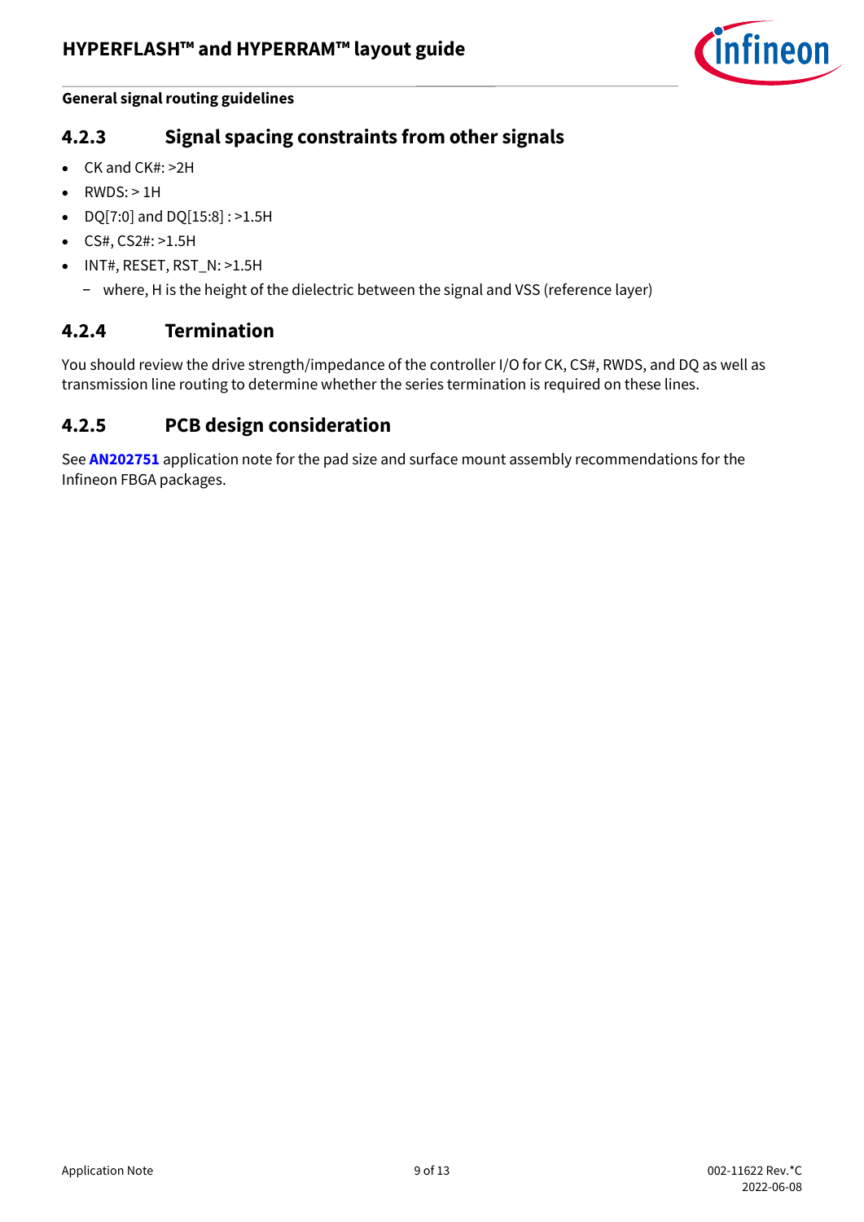### 4.2.3 Signal spacing constraints from other signals

- CK and CK#: >2H
- RWDS: > 1H
- DQ[7:0] and DQ[15:8] : >1.5H
- CS#, CS2#: >1.5H
- INT#, RESET, RST_N: >1.5H
  - where, H is the height of the dielectric between the signal and VSS (reference layer)

### 4.2.4 Termination

You should review the drive strength/impedance of the controller I/O for CK, CS#, RWDS, and DQ as well as transmission line routing to determine whether the series termination is required on these lines.

### 4.2.5 PCB design consideration

See **AN202751** application note for the pad size and surface mount assembly recommendations for the Infineon FBGA packages.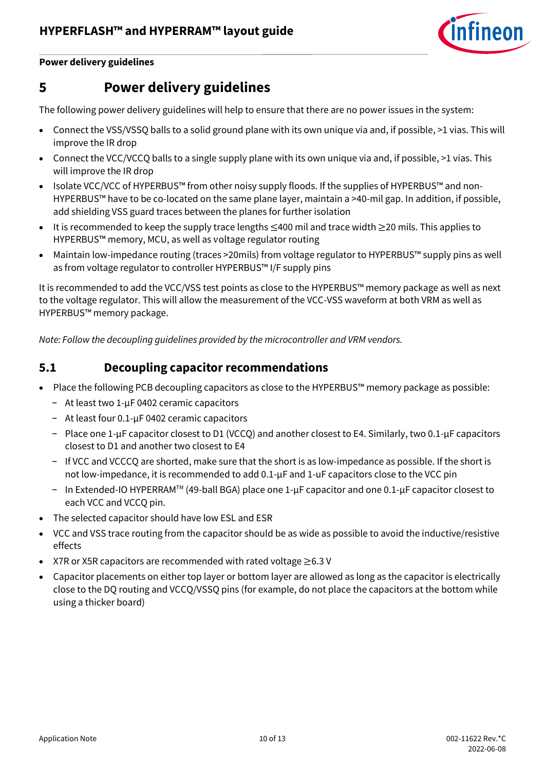# 5 Power delivery guidelines

The following power delivery guidelines will help to ensure that there are no power issues in the system:

- Connect the VSS/VSSQ balls to a solid ground plane with its own unique via and, if possible, >1 vias. This will improve the IR drop
- Connect the VCC/VCCQ balls to a single supply plane with its own unique via and, if possible, >1 vias. This will improve the IR drop
- Isolate VCC/VCC of HYPERBUS™ from other noisy supply floods. If the supplies of HYPERBUS™ and non-HYPERBUS™ have to be co-located on the same plane layer, maintain a >40-mil gap. In addition, if possible, add shielding VSS guard traces between the planes for further isolation
- It is recommended to keep the supply trace lengths ≤400 mil and trace width ≥20 mils. This applies to HYPERBUS™ memory, MCU, as well as voltage regulator routing
- Maintain low-impedance routing (traces >20mils) from voltage regulator to HYPERBUS™ supply pins as well as from voltage regulator to controller HYPERBUS™ I/F supply pins

It is recommended to add the VCC/VSS test points as close to the HYPERBUS™ memory package as well as next to the voltage regulator. This will allow the measurement of the VCC-VSS waveform at both VRM as well as HYPERBUS™ memory package.

*Note: Follow the decoupling guidelines provided by the microcontroller and VRM vendors.*

## 5.1 Decoupling capacitor recommendations

- Place the following PCB decoupling capacitors as close to the HYPERBUS™ memory package as possible:
  - At least two 1-µF 0402 ceramic capacitors
  - At least four 0.1-µF 0402 ceramic capacitors
  - Place one 1-µF capacitor closest to D1 (VCCQ) and another closest to E4. Similarly, two 0.1-µF capacitors closest to D1 and another two closest to E4
  - If VCC and VCCCQ are shorted, make sure that the short is as low-impedance as possible. If the short is not low-impedance, it is recommended to add 0.1-µF and 1-uF capacitors close to the VCC pin
  - In Extended-IO HYPERRAM™ (49-ball BGA) place one 1-µF capacitor and one 0.1-µF capacitor closest to each VCC and VCCQ pin.
- The selected capacitor should have low ESL and ESR
- VCC and VSS trace routing from the capacitor should be as wide as possible to avoid the inductive/resistive effects
- X7R or X5R capacitors are recommended with rated voltage ≥6.3 V
- Capacitor placements on either top layer or bottom layer are allowed as long as the capacitor is electrically close to the DQ routing and VCCQ/VSSQ pins (for example, do not place the capacitors at the bottom while using a thicker board)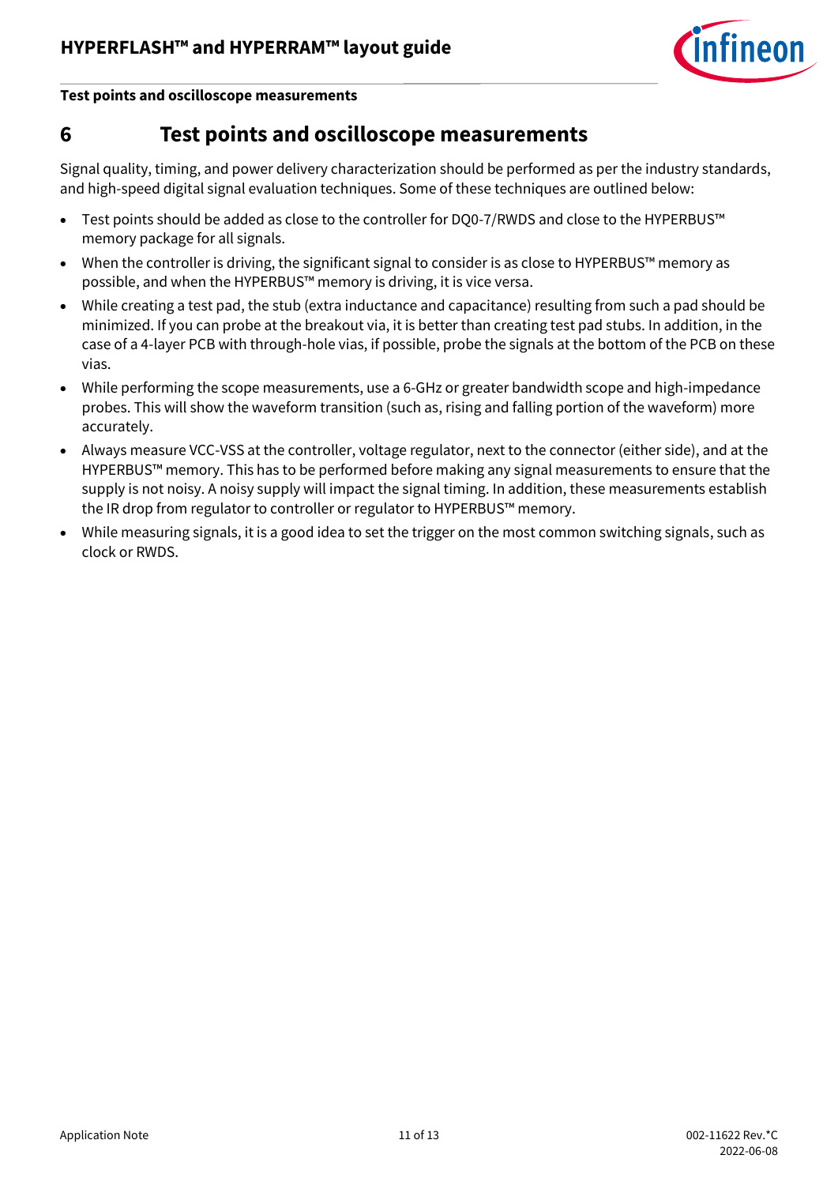# 6 Test points and oscilloscope measurements

Signal quality, timing, and power delivery characterization should be performed as per the industry standards, and high-speed digital signal evaluation techniques. Some of these techniques are outlined below:

- Test points should be added as close to the controller for DQ0-7/RWDS and close to the HYPERBUS™ memory package for all signals.
- When the controller is driving, the significant signal to consider is as close to HYPERBUS™ memory as possible, and when the HYPERBUS™ memory is driving, it is vice versa.
- While creating a test pad, the stub (extra inductance and capacitance) resulting from such a pad should be minimized. If you can probe at the breakout via, it is better than creating test pad stubs. In addition, in the case of a 4-layer PCB with through-hole vias, if possible, probe the signals at the bottom of the PCB on these vias.
- While performing the scope measurements, use a 6-GHz or greater bandwidth scope and high-impedance probes. This will show the waveform transition (such as, rising and falling portion of the waveform) more accurately.
- Always measure VCC-VSS at the controller, voltage regulator, next to the connector (either side), and at the HYPERBUS™ memory. This has to be performed before making any signal measurements to ensure that the supply is not noisy. A noisy supply will impact the signal timing. In addition, these measurements establish the IR drop from regulator to controller or regulator to HYPERBUS™ memory.
- While measuring signals, it is a good idea to set the trigger on the most common switching signals, such as clock or RWDS.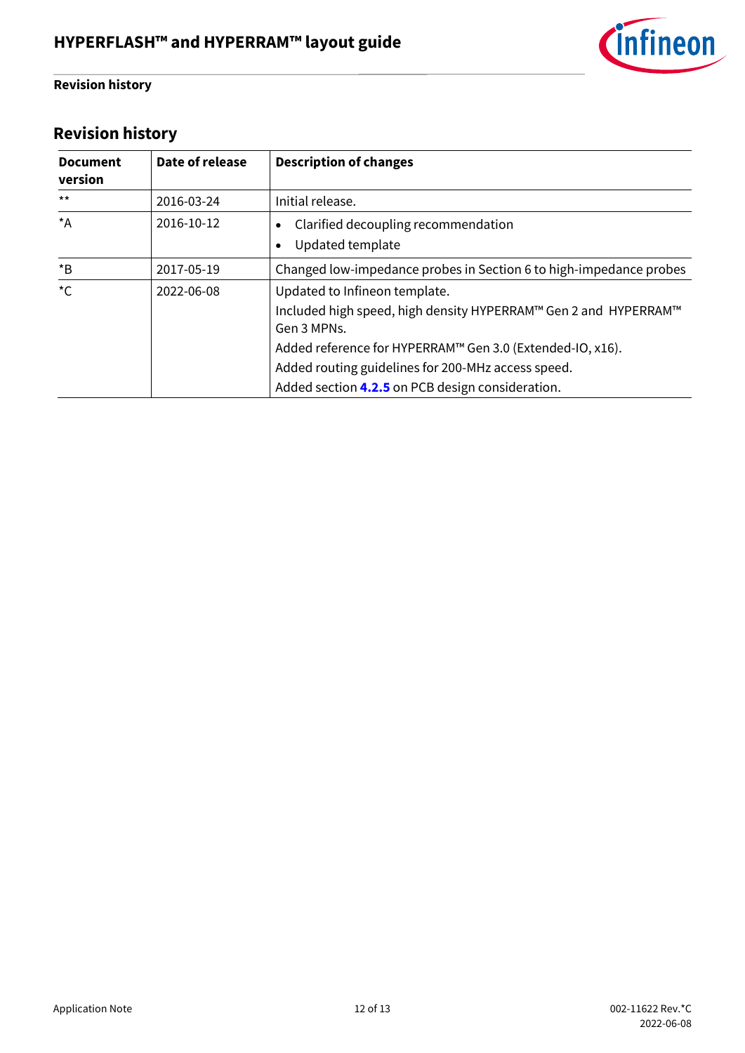## Revision history

| Document version | Date of release | Description of changes |
|---|---|---|
| ** | 2016-03-24 | Initial release. |
| *A | 2016-10-12 | • Clarified decoupling recommendation<br>• Updated template |
| *B | 2017-05-19 | Changed low-impedance probes in Section 6 to high-impedance probes |
| *C | 2022-06-08 | Updated to Infineon template.<br>Included high speed, high density HYPERRAM™ Gen 2 and HYPERRAM™ Gen 3 MPNs.<br>Added reference for HYPERRAM™ Gen 3.0 (Extended-IO, x16).<br>Added routing guidelines for 200-MHz access speed.<br>Added section **4.2.5** on PCB design consideration. |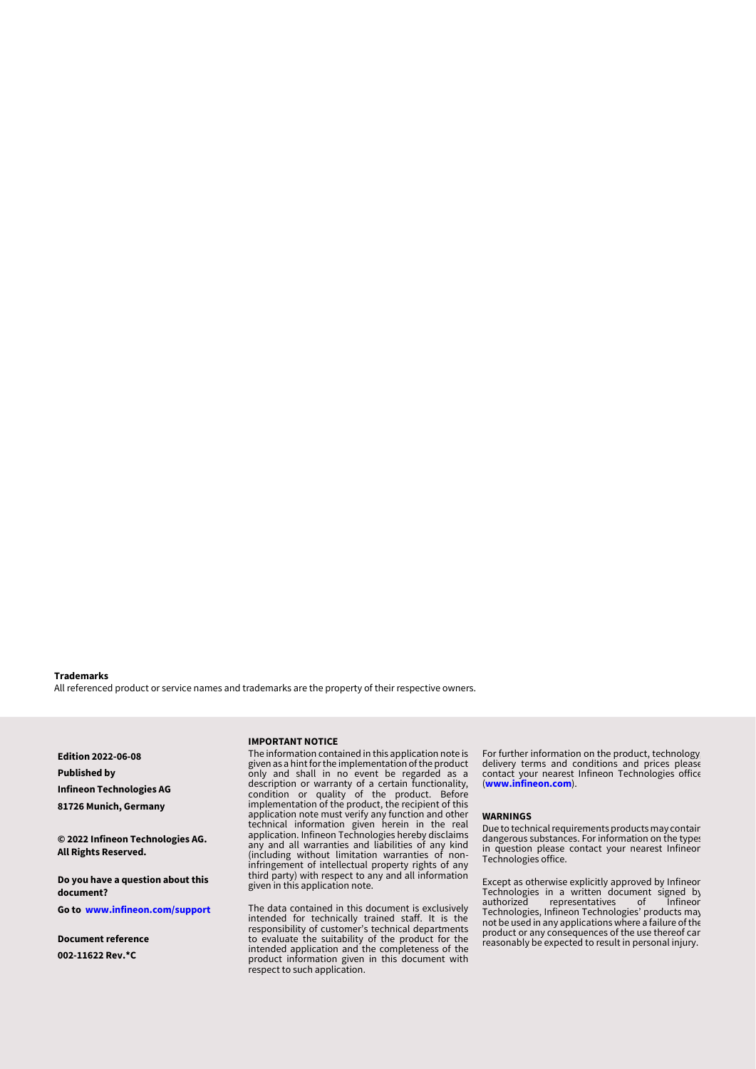**Trademarks**

All referenced product or service names and trademarks are the property of their respective owners.

**Edition 2022-06-08**

**Published by**

**Infineon Technologies AG**

**81726 Munich, Germany**

**© 2022 Infineon Technologies AG.**
**All Rights Reserved.**

**Do you have a question about this document?**

**Go to www.infineon.com/support**

**Document reference**

**002-11622 Rev.*C**

**IMPORTANT NOTICE**

The information contained in this application note is given as a hint for the implementation of the product only and shall in no event be regarded as a description or warranty of a certain functionality, condition or quality of the product. Before implementation of the product, the recipient of this application note must verify any function and other technical information given herein in the real application. Infineon Technologies hereby disclaims any and all warranties and liabilities of any kind (including without limitation warranties of non-infringement of intellectual property rights of any third party) with respect to any and all information given in this application note.

The data contained in this document is exclusively intended for technically trained staff. It is the responsibility of customer's technical departments to evaluate the suitability of the product for the intended application and the completeness of the product information given in this document with respect to such application.

For further information on the product, technology, delivery terms and conditions and prices please contact your nearest Infineon Technologies office (**www.infineon.com**).

**WARNINGS**

Due to technical requirements products may contain dangerous substances. For information on the types in question please contact your nearest Infineon Technologies office.

Except as otherwise explicitly approved by Infineon Technologies in a written document signed by authorized representatives of Infineon Technologies, Infineon Technologies' products may not be used in any applications where a failure of the product or any consequences of the use thereof can reasonably be expected to result in personal injury.